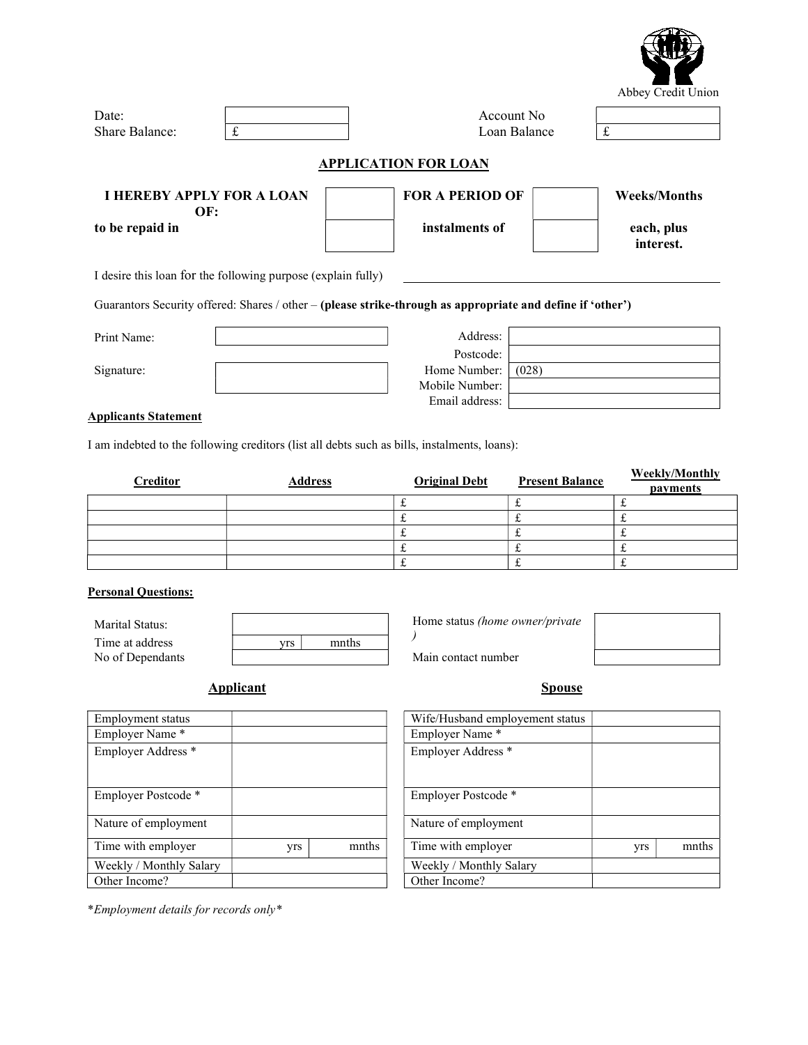Abbey Credit Union

| | | | |
|---|---|---|---|
| Date: | | Account No | |
| Share Balance: | £ | Loan Balance | £ |

## APPLICATION FOR LOAN

| | | | | |
|---|---|---|---|---|
| **I HEREBY APPLY FOR A LOAN OF:** | | **FOR A PERIOD OF** | | **Weeks/Months** |
| **to be repaid in** | | **instalments of** | | **each, plus interest.** |

I desire this loan for the following purpose (explain fully) ______________________________

Guarantors Security offered: Shares / other – **(please strike-through as appropriate and define if 'other')**

| | | | |
|---|---|---|---|
| Print Name: | | Address: | |
| | | Postcode: | |
| Signature: | | Home Number: | (028) |
| | | Mobile Number: | |
| | | Email address: | |

**Applicants Statement**

I am indebted to the following creditors (list all debts such as bills, instalments, loans):

| **Creditor** | **Address** | **Original Debt** | **Present Balance** | **Weekly/Monthly payments** |
|---|---|---|---|---|
| | | £ | £ | £ |
| | | £ | £ | £ |
| | | £ | £ | £ |
| | | £ | £ | £ |
| | | £ | £ | £ |

**Personal Questions:**

| | | | |
|---|---|---|---|
| Marital Status: | | Home status *(home owner/private )* | |
| Time at address | yrs mnths | | |
| No of Dependants | | Main contact number | |

**Applicant**

| | | |
|---|---|---|
| Employment status | | |
| Employer Name * | | |
| Employer Address * | | |
| Employer Postcode * | | |
| Nature of employment | | |
| Time with employer | yrs | mnths |
| Weekly / Monthly Salary | | |
| Other Income? | | |

**Spouse**

| | | |
|---|---|---|
| Wife/Husband employement status | | |
| Employer Name * | | |
| Employer Address * | | |
| Employer Postcode * | | |
| Nature of employment | | |
| Time with employer | yrs | mnths |
| Weekly / Monthly Salary | | |
| Other Income? | | |

**Employment details for records only**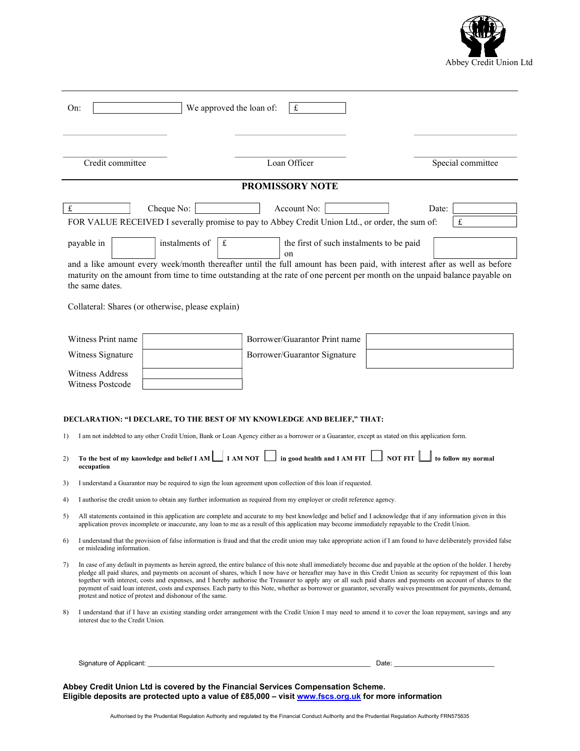Abbey Credit Union Ltd

On: ______ We approved the loan of: £ ______

| | | |
|---|---|---|
| Credit committee | Loan Officer | Special committee |

## PROMISSORY NOTE

£ ______ Cheque No: ______ Account No: ______ Date: ______

FOR VALUE RECEIVED I severally promise to pay to Abbey Credit Union Ltd., or order, the sum of: £ ______

payable in ______ instalments of £ ______ the first of such instalments to be paid on ______

and a like amount every week/month thereafter until the full amount has been paid, with interest after as well as before maturity on the amount from time to time outstanding at the rate of one percent per month on the unpaid balance payable on the same dates.

Collateral: Shares (or otherwise, please explain)

| | | | |
|---|---|---|---|
| Witness Print name | | Borrower/Guarantor Print name | |
| Witness Signature | | Borrower/Guarantor Signature | |
| Witness Address | | | |
| Witness Postcode | | | |

**DECLARATION: "I DECLARE, TO THE BEST OF MY KNOWLEDGE AND BELIEF," THAT:**

1) I am not indebted to any other Credit Union, Bank or Loan Agency either as a borrower or a Guarantor, except as stated on this application form.
2) **To the best of my knowledge and belief I AM ☐ I AM NOT ☐ in good health and I AM FIT ☐ NOT FIT ☐ to follow my normal occupation**
3) I understand a Guarantor may be required to sign the loan agreement upon collection of this loan if requested.
4) I authorise the credit union to obtain any further information as required from my employer or credit reference agency.
5) All statements contained in this application are complete and accurate to my best knowledge and belief and I acknowledge that if any information given in this application proves incomplete or inaccurate, any loan to me as a result of this application may become immediately repayable to the Credit Union.
6) I understand that the provision of false information is fraud and that the credit union may take appropriate action if I am found to have deliberately provided false or misleading information.
7) In case of any default in payments as herein agreed, the entire balance of this note shall immediately become due and payable at the option of the holder. I hereby pledge all paid shares, and payments on account of shares, which I now have or hereafter may have in this Credit Union as security for repayment of this loan together with interest, costs and expenses, and I hereby authorise the Treasurer to apply any or all such paid shares and payments on account of shares to the payment of said loan interest, costs and expenses. Each party to this Note, whether as borrower or guarantor, severally waives presentment for payments, demand, protest and notice of protest and dishonour of the same.
8) I understand that if I have an existing standing order arrangement with the Credit Union I may need to amend it to cover the loan repayment, savings and any interest due to the Credit Union.

Signature of Applicant: ______________________________ Date: ______________

**Abbey Credit Union Ltd is covered by the Financial Services Compensation Scheme.**
**Eligible deposits are protected upto a value of £85,000 – visit www.fscs.org.uk for more information**

Authorised by the Prudential Regulation Authority and regulated by the Financial Conduct Authority and the Prudential Regulation Authority FRN575635